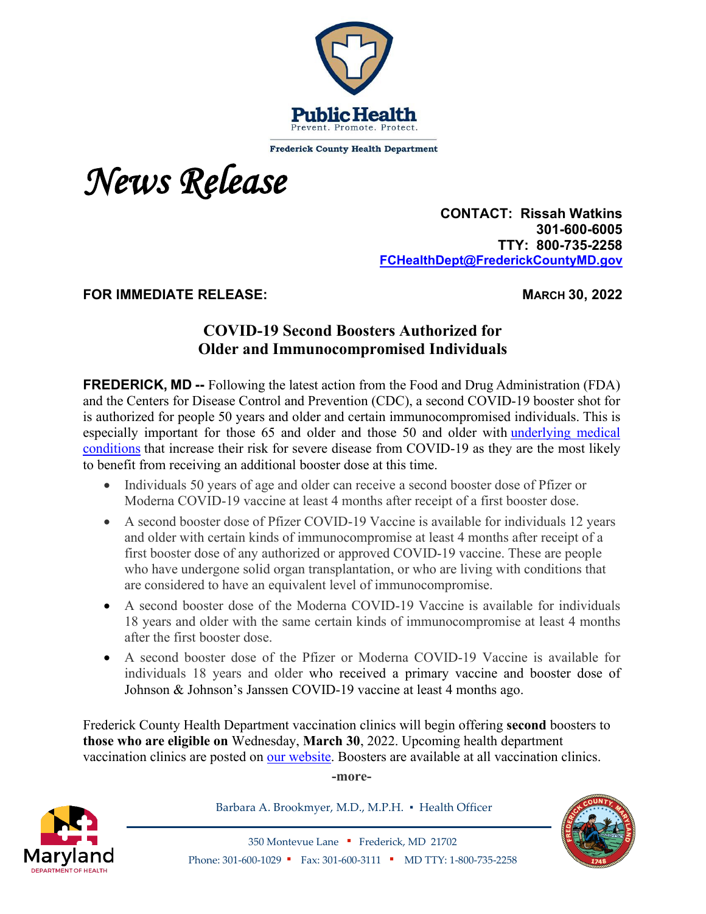Public Health
Prevent. Promote. Protect.

Frederick County Health Department

# *News Release*

**CONTACT: Rissah Watkins**
**301-600-6005**
**TTY: 800-735-2258**
**[FCHealthDept@FrederickCountyMD.gov](mailto:FCHealthDept@FrederickCountyMD.gov)**

**FOR IMMEDIATE RELEASE:** **MARCH 30, 2022**

## COVID-19 Second Boosters Authorized for Older and Immunocompromised Individuals

**FREDERICK, MD --** Following the latest action from the Food and Drug Administration (FDA) and the Centers for Disease Control and Prevention (CDC), a second COVID-19 booster shot for is authorized for people 50 years and older and certain immunocompromised individuals. This is especially important for those 65 and older and those 50 and older with underlying medical conditions that increase their risk for severe disease from COVID-19 as they are the most likely to benefit from receiving an additional booster dose at this time.

- Individuals 50 years of age and older can receive a second booster dose of Pfizer or Moderna COVID-19 vaccine at least 4 months after receipt of a first booster dose.
- A second booster dose of Pfizer COVID-19 Vaccine is available for individuals 12 years and older with certain kinds of immunocompromise at least 4 months after receipt of a first booster dose of any authorized or approved COVID-19 vaccine. These are people who have undergone solid organ transplantation, or who are living with conditions that are considered to have an equivalent level of immunocompromise.
- A second booster dose of the Moderna COVID-19 Vaccine is available for individuals 18 years and older with the same certain kinds of immunocompromise at least 4 months after the first booster dose.
- A second booster dose of the Pfizer or Moderna COVID-19 Vaccine is available for individuals 18 years and older who received a primary vaccine and booster dose of Johnson & Johnson's Janssen COVID-19 vaccine at least 4 months ago.

Frederick County Health Department vaccination clinics will begin offering **second** boosters to **those who are eligible on** Wednesday, **March 30**, 2022. Upcoming health department vaccination clinics are posted on our website. Boosters are available at all vaccination clinics.

**-more-**

Barbara A. Brookmyer, M.D., M.P.H. ▪ Health Officer

350 Montevue Lane ▪ Frederick, MD 21702
Phone: 301-600-1029 ▪ Fax: 301-600-3111 ▪ MD TTY: 1-800-735-2258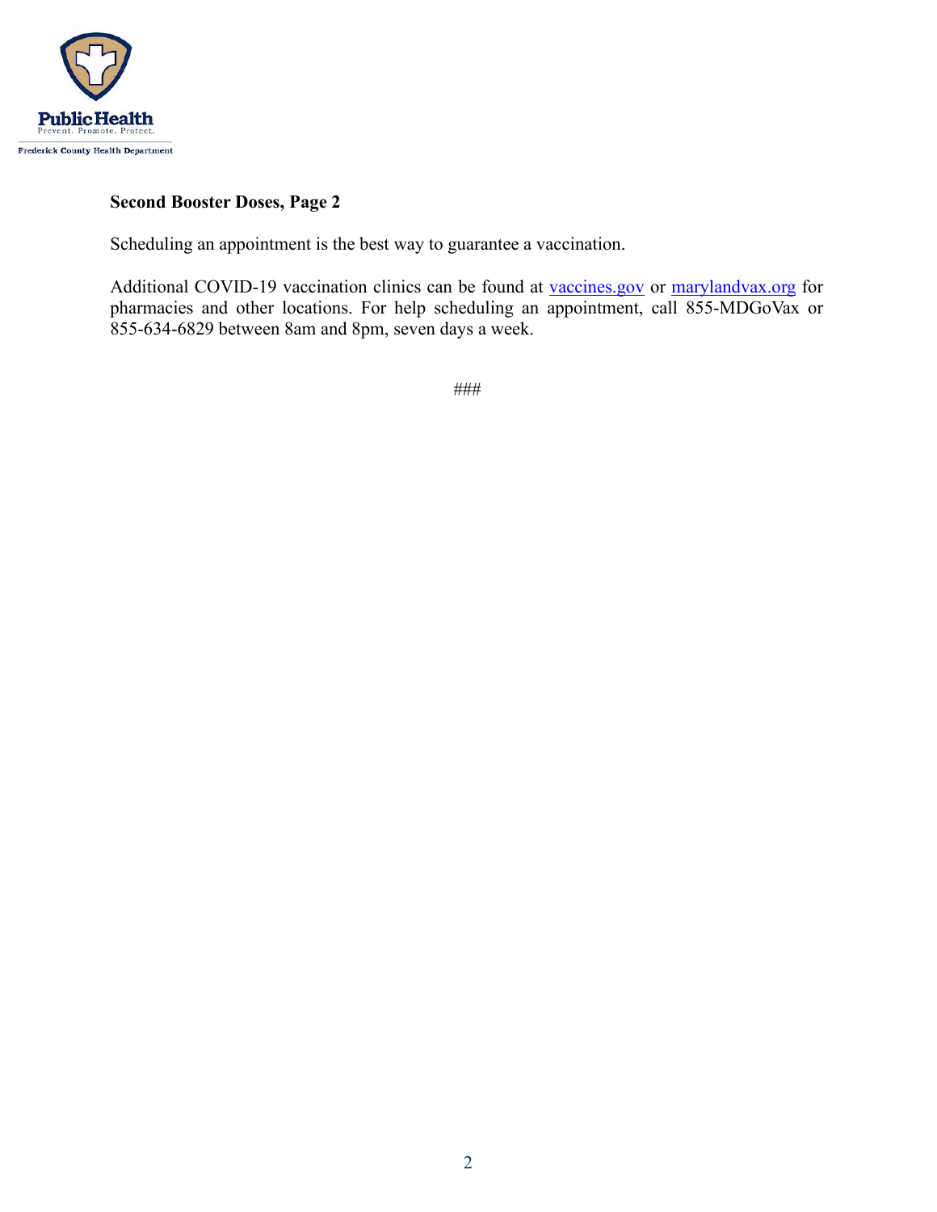Public Health
Prevent. Promote. Protect.
Frederick County Health Department

**Second Booster Doses, Page 2**

Scheduling an appointment is the best way to guarantee a vaccination.

Additional COVID-19 vaccination clinics can be found at vaccines.gov or marylandvax.org for pharmacies and other locations. For help scheduling an appointment, call 855-MDGoVax or 855-634-6829 between 8am and 8pm, seven days a week.

###